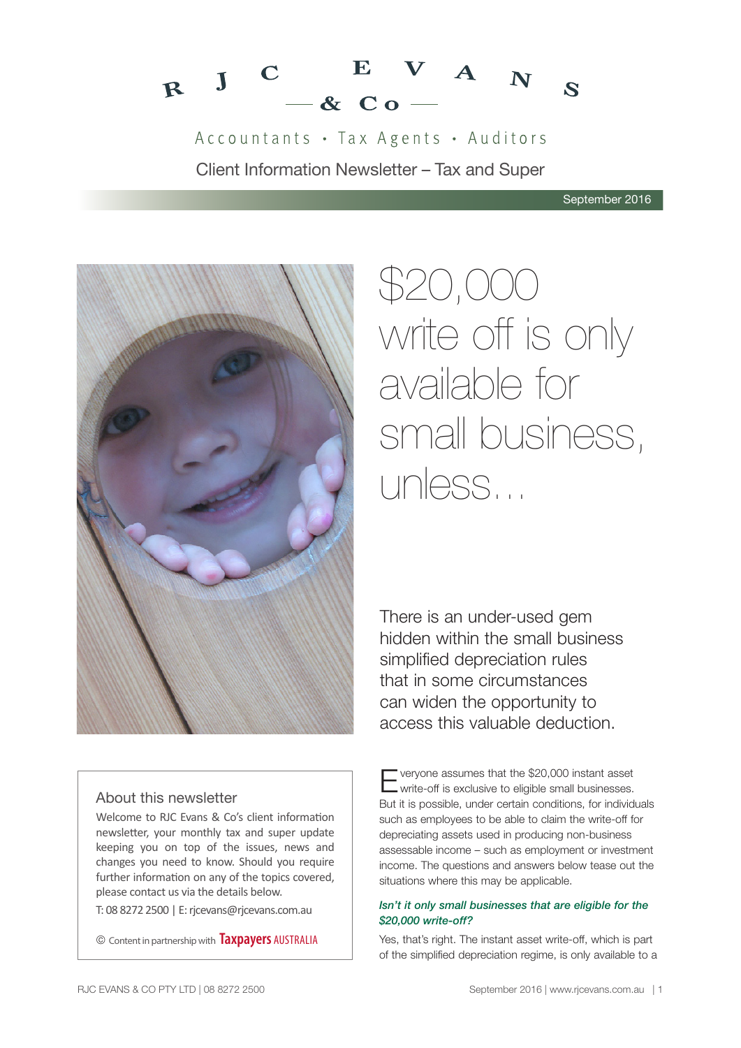# RJC EVANS & Co

Accountants • Tax Agents • Auditors

Client Information Newsletter – Tax and Super

September 2016

# $20,000 write off is only available for small business, unless…

There is an under-used gem hidden within the small business simplified depreciation rules that in some circumstances can widen the opportunity to access this valuable deduction.

Everyone assumes that the $20,000 instant asset write-off is exclusive to eligible small businesses. But it is possible, under certain conditions, for individuals such as employees to be able to claim the write-off for depreciating assets used in producing non-business assessable income – such as employment or investment income. The questions and answers below tease out the situations where this may be applicable.

***Isn't it only small businesses that are eligible for the $20,000 write-off?***

Yes, that's right. The instant asset write-off, which is part of the simplified depreciation regime, is only available to a

## About this newsletter

Welcome to RJC Evans & Co's client information newsletter, your monthly tax and super update keeping you on top of the issues, news and changes you need to know. Should you require further information on any of the topics covered, please contact us via the details below.

T: 08 8272 2500 | E: rjcevans@rjcevans.com.au

© Content in partnership with Taxpayers AUSTRALIA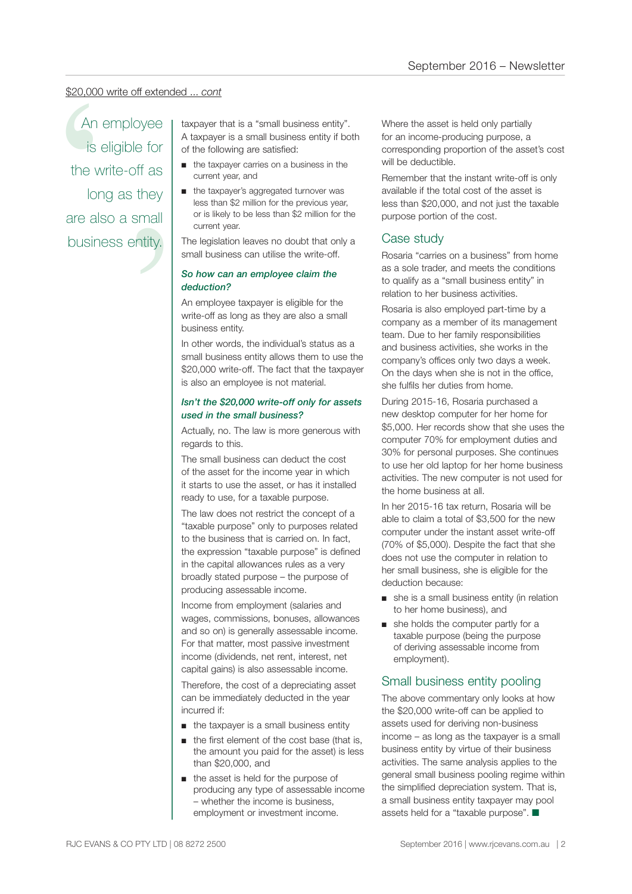$20,000 write off extended ... *cont*

> An employee is eligible for the write-off as long as they are also a small business entity.

taxpayer that is a "small business entity". A taxpayer is a small business entity if both of the following are satisfied:

- the taxpayer carries on a business in the current year, and
- the taxpayer's aggregated turnover was less than $2 million for the previous year, or is likely to be less than $2 million for the current year.

The legislation leaves no doubt that only a small business can utilise the write-off.

***So how can an employee claim the deduction?***

An employee taxpayer is eligible for the write-off as long as they are also a small business entity.

In other words, the individual's status as a small business entity allows them to use the $20,000 write-off. The fact that the taxpayer is also an employee is not material.

***Isn't the $20,000 write-off only for assets used in the small business?***

Actually, no. The law is more generous with regards to this.

The small business can deduct the cost of the asset for the income year in which it starts to use the asset, or has it installed ready to use, for a taxable purpose.

The law does not restrict the concept of a "taxable purpose" only to purposes related to the business that is carried on. In fact, the expression "taxable purpose" is defined in the capital allowances rules as a very broadly stated purpose – the purpose of producing assessable income.

Income from employment (salaries and wages, commissions, bonuses, allowances and so on) is generally assessable income. For that matter, most passive investment income (dividends, net rent, interest, net capital gains) is also assessable income.

Therefore, the cost of a depreciating asset can be immediately deducted in the year incurred if:

- the taxpayer is a small business entity
- the first element of the cost base (that is, the amount you paid for the asset) is less than $20,000, and
- the asset is held for the purpose of producing any type of assessable income – whether the income is business, employment or investment income.

Where the asset is held only partially for an income-producing purpose, a corresponding proportion of the asset's cost will be deductible.

Remember that the instant write-off is only available if the total cost of the asset is less than $20,000, and not just the taxable purpose portion of the cost.

## Case study

Rosaria "carries on a business" from home as a sole trader, and meets the conditions to qualify as a "small business entity" in relation to her business activities.

Rosaria is also employed part-time by a company as a member of its management team. Due to her family responsibilities and business activities, she works in the company's offices only two days a week. On the days when she is not in the office, she fulfils her duties from home.

During 2015-16, Rosaria purchased a new desktop computer for her home for $5,000. Her records show that she uses the computer 70% for employment duties and 30% for personal purposes. She continues to use her old laptop for her home business activities. The new computer is not used for the home business at all.

In her 2015-16 tax return, Rosaria will be able to claim a total of $3,500 for the new computer under the instant asset write-off (70% of $5,000). Despite the fact that she does not use the computer in relation to her small business, she is eligible for the deduction because:

- she is a small business entity (in relation to her home business), and
- she holds the computer partly for a taxable purpose (being the purpose of deriving assessable income from employment).

## Small business entity pooling

The above commentary only looks at how the $20,000 write-off can be applied to assets used for deriving non-business income – as long as the taxpayer is a small business entity by virtue of their business activities. The same analysis applies to the general small business pooling regime within the simplified depreciation system. That is, a small business entity taxpayer may pool assets held for a "taxable purpose". ■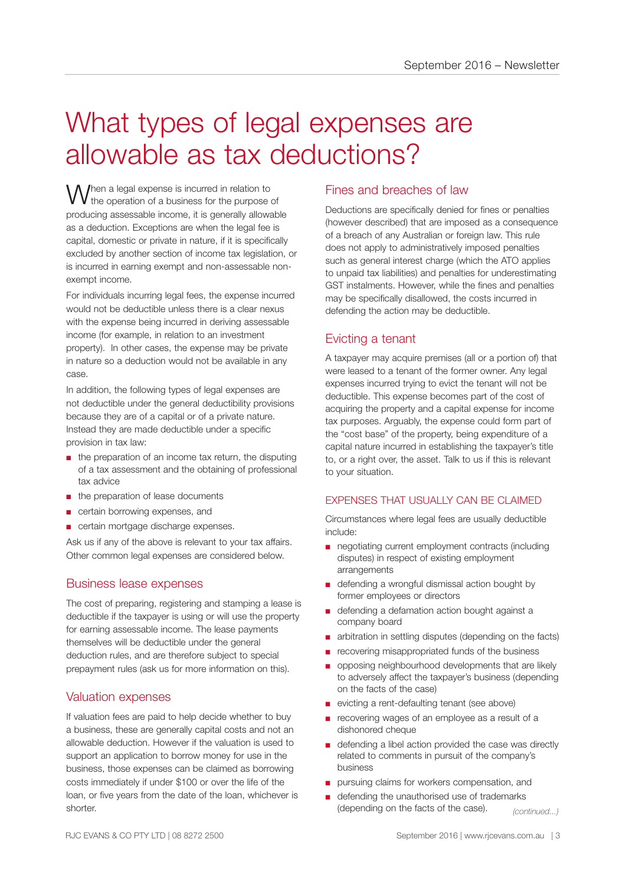# What types of legal expenses are allowable as tax deductions?

When a legal expense is incurred in relation to the operation of a business for the purpose of producing assessable income, it is generally allowable as a deduction. Exceptions are when the legal fee is capital, domestic or private in nature, if it is specifically excluded by another section of income tax legislation, or is incurred in earning exempt and non-assessable non-exempt income.

For individuals incurring legal fees, the expense incurred would not be deductible unless there is a clear nexus with the expense being incurred in deriving assessable income (for example, in relation to an investment property). In other cases, the expense may be private in nature so a deduction would not be available in any case.

In addition, the following types of legal expenses are not deductible under the general deductibility provisions because they are of a capital or of a private nature. Instead they are made deductible under a specific provision in tax law:

- the preparation of an income tax return, the disputing of a tax assessment and the obtaining of professional tax advice
- the preparation of lease documents
- certain borrowing expenses, and
- certain mortgage discharge expenses.

Ask us if any of the above is relevant to your tax affairs. Other common legal expenses are considered below.

## Business lease expenses

The cost of preparing, registering and stamping a lease is deductible if the taxpayer is using or will use the property for earning assessable income. The lease payments themselves will be deductible under the general deduction rules, and are therefore subject to special prepayment rules (ask us for more information on this).

## Valuation expenses

If valuation fees are paid to help decide whether to buy a business, these are generally capital costs and not an allowable deduction. However if the valuation is used to support an application to borrow money for use in the business, those expenses can be claimed as borrowing costs immediately if under $100 or over the life of the loan, or five years from the date of the loan, whichever is shorter.

## Fines and breaches of law

Deductions are specifically denied for fines or penalties (however described) that are imposed as a consequence of a breach of any Australian or foreign law. This rule does not apply to administratively imposed penalties such as general interest charge (which the ATO applies to unpaid tax liabilities) and penalties for underestimating GST instalments. However, while the fines and penalties may be specifically disallowed, the costs incurred in defending the action may be deductible.

## Evicting a tenant

A taxpayer may acquire premises (all or a portion of) that were leased to a tenant of the former owner. Any legal expenses incurred trying to evict the tenant will not be deductible. This expense becomes part of the cost of acquiring the property and a capital expense for income tax purposes. Arguably, the expense could form part of the "cost base" of the property, being expenditure of a capital nature incurred in establishing the taxpayer's title to, or a right over, the asset. Talk to us if this is relevant to your situation.

### EXPENSES THAT USUALLY CAN BE CLAIMED

Circumstances where legal fees are usually deductible include:

- negotiating current employment contracts (including disputes) in respect of existing employment arrangements
- defending a wrongful dismissal action bought by former employees or directors
- defending a defamation action bought against a company board
- arbitration in settling disputes (depending on the facts)
- recovering misappropriated funds of the business
- opposing neighbourhood developments that are likely to adversely affect the taxpayer's business (depending on the facts of the case)
- evicting a rent-defaulting tenant (see above)
- recovering wages of an employee as a result of a dishonored cheque
- defending a libel action provided the case was directly related to comments in pursuit of the company's business
- pursuing claims for workers compensation, and
- defending the unauthorised use of trademarks (depending on the facts of the case).

*(continued...)*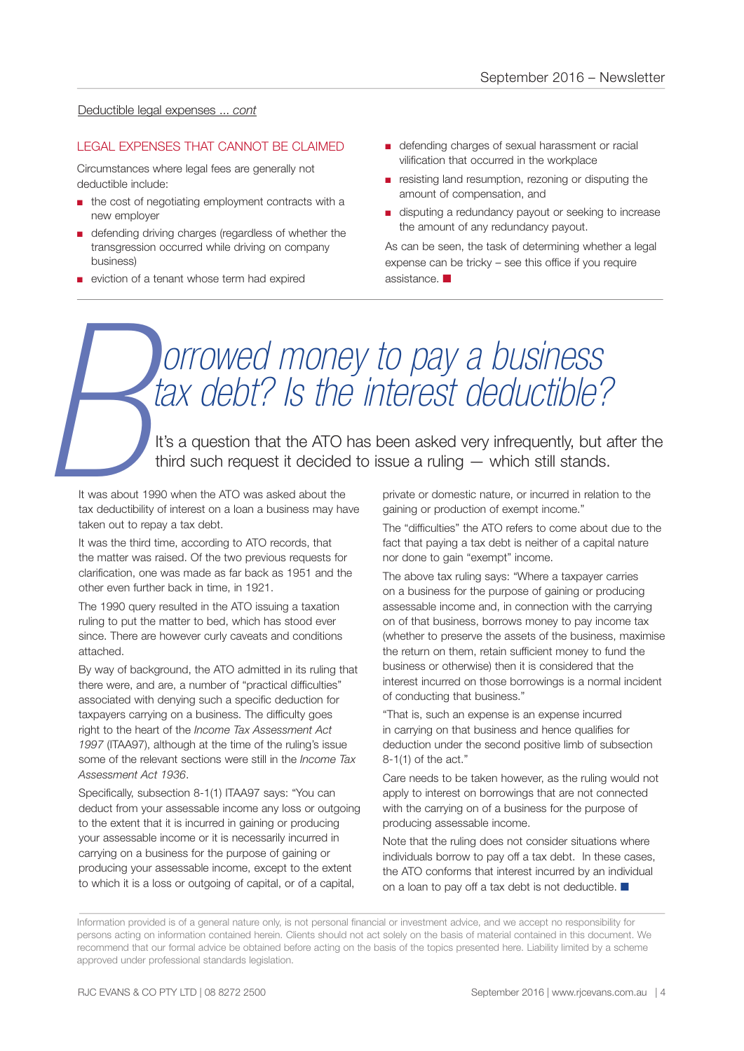Deductible legal expenses ... *cont*

### LEGAL EXPENSES THAT CANNOT BE CLAIMED

Circumstances where legal fees are generally not deductible include:

- the cost of negotiating employment contracts with a new employer
- defending driving charges (regardless of whether the transgression occurred while driving on company business)
- eviction of a tenant whose term had expired
- defending charges of sexual harassment or racial vilification that occurred in the workplace
- resisting land resumption, rezoning or disputing the amount of compensation, and
- disputing a redundancy payout or seeking to increase the amount of any redundancy payout.

As can be seen, the task of determining whether a legal expense can be tricky – see this office if you require assistance.

# Borrowed money to pay a business tax debt? Is the interest deductible?

It's a question that the ATO has been asked very infrequently, but after the third such request it decided to issue a ruling — which still stands.

It was about 1990 when the ATO was asked about the tax deductibility of interest on a loan a business may have taken out to repay a tax debt.

It was the third time, according to ATO records, that the matter was raised. Of the two previous requests for clarification, one was made as far back as 1951 and the other even further back in time, in 1921.

The 1990 query resulted in the ATO issuing a taxation ruling to put the matter to bed, which has stood ever since. There are however curly caveats and conditions attached.

By way of background, the ATO admitted in its ruling that there were, and are, a number of "practical difficulties" associated with denying such a specific deduction for taxpayers carrying on a business. The difficulty goes right to the heart of the *Income Tax Assessment Act 1997* (ITAA97), although at the time of the ruling's issue some of the relevant sections were still in the *Income Tax Assessment Act 1936*.

Specifically, subsection 8-1(1) ITAA97 says: "You can deduct from your assessable income any loss or outgoing to the extent that it is incurred in gaining or producing your assessable income or it is necessarily incurred in carrying on a business for the purpose of gaining or producing your assessable income, except to the extent to which it is a loss or outgoing of capital, or of a capital, private or domestic nature, or incurred in relation to the gaining or production of exempt income."

The "difficulties" the ATO refers to come about due to the fact that paying a tax debt is neither of a capital nature nor done to gain "exempt" income.

The above tax ruling says: "Where a taxpayer carries on a business for the purpose of gaining or producing assessable income and, in connection with the carrying on of that business, borrows money to pay income tax (whether to preserve the assets of the business, maximise the return on them, retain sufficient money to fund the business or otherwise) then it is considered that the interest incurred on those borrowings is a normal incident of conducting that business."

"That is, such an expense is an expense incurred in carrying on that business and hence qualifies for deduction under the second positive limb of subsection 8-1(1) of the act."

Care needs to be taken however, as the ruling would not apply to interest on borrowings that are not connected with the carrying on of a business for the purpose of producing assessable income.

Note that the ruling does not consider situations where individuals borrow to pay off a tax debt. In these cases, the ATO conforms that interest incurred by an individual on a loan to pay off a tax debt is not deductible.

Information provided is of a general nature only, is not personal financial or investment advice, and we accept no responsibility for persons acting on information contained herein. Clients should not act solely on the basis of material contained in this document. We recommend that our formal advice be obtained before acting on the basis of the topics presented here. Liability limited by a scheme approved under professional standards legislation.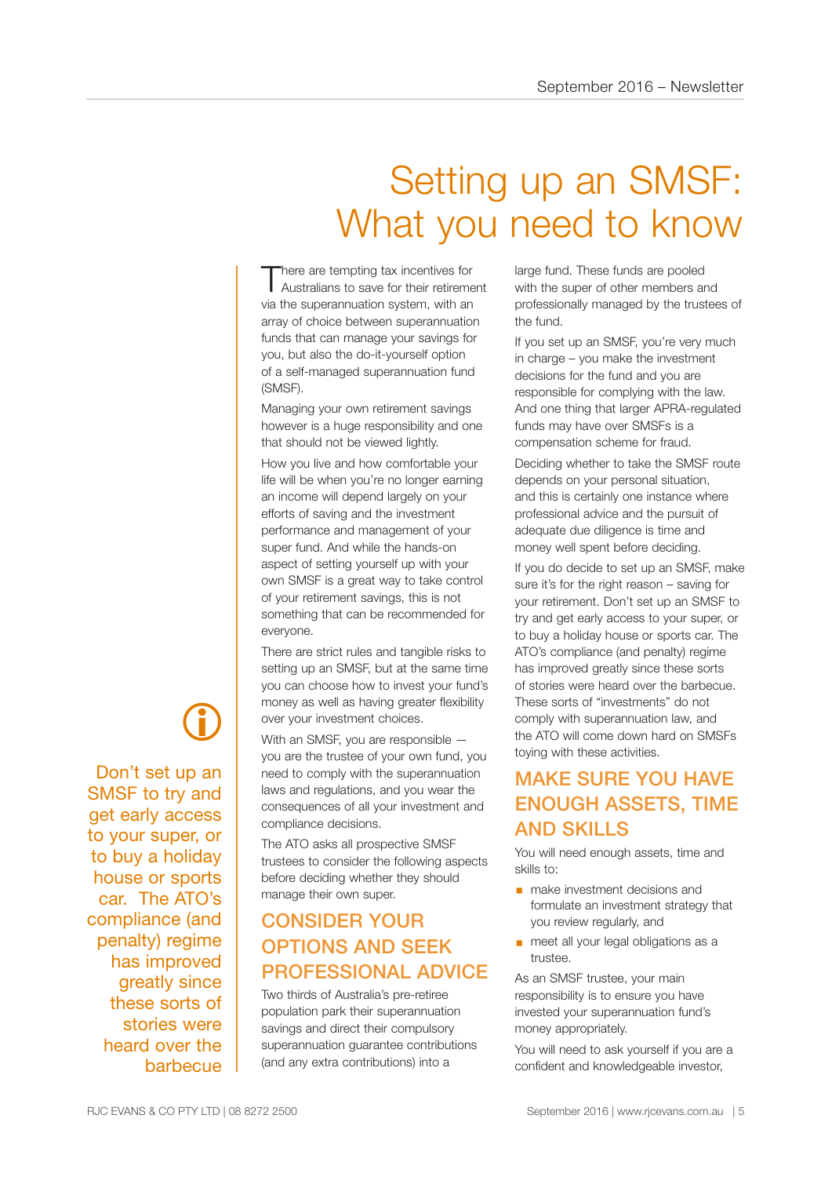# Setting up an SMSF: What you need to know

There are tempting tax incentives for Australians to save for their retirement via the superannuation system, with an array of choice between superannuation funds that can manage your savings for you, but also the do-it-yourself option of a self-managed superannuation fund (SMSF).

Managing your own retirement savings however is a huge responsibility and one that should not be viewed lightly.

How you live and how comfortable your life will be when you're no longer earning an income will depend largely on your efforts of saving and the investment performance and management of your super fund. And while the hands-on aspect of setting yourself up with your own SMSF is a great way to take control of your retirement savings, this is not something that can be recommended for everyone.

There are strict rules and tangible risks to setting up an SMSF, but at the same time you can choose how to invest your fund's money as well as having greater flexibility over your investment choices.

With an SMSF, you are responsible — you are the trustee of your own fund, you need to comply with the superannuation laws and regulations, and you wear the consequences of all your investment and compliance decisions.

The ATO asks all prospective SMSF trustees to consider the following aspects before deciding whether they should manage their own super.

## CONSIDER YOUR OPTIONS AND SEEK PROFESSIONAL ADVICE

Two thirds of Australia's pre-retiree population park their superannuation savings and direct their compulsory superannuation guarantee contributions (and any extra contributions) into a large fund. These funds are pooled with the super of other members and professionally managed by the trustees of the fund.

If you set up an SMSF, you're very much in charge – you make the investment decisions for the fund and you are responsible for complying with the law. And one thing that larger APRA-regulated funds may have over SMSFs is a compensation scheme for fraud.

Deciding whether to take the SMSF route depends on your personal situation, and this is certainly one instance where professional advice and the pursuit of adequate due diligence is time and money well spent before deciding.

If you do decide to set up an SMSF, make sure it's for the right reason – saving for your retirement. Don't set up an SMSF to try and get early access to your super, or to buy a holiday house or sports car. The ATO's compliance (and penalty) regime has improved greatly since these sorts of stories were heard over the barbecue. These sorts of "investments" do not comply with superannuation law, and the ATO will come down hard on SMSFs toying with these activities.

> Don't set up an SMSF to try and get early access to your super, or to buy a holiday house or sports car. The ATO's compliance (and penalty) regime has improved greatly since these sorts of stories were heard over the barbecue

## MAKE SURE YOU HAVE ENOUGH ASSETS, TIME AND SKILLS

You will need enough assets, time and skills to:

- make investment decisions and formulate an investment strategy that you review regularly, and
- meet all your legal obligations as a trustee.

As an SMSF trustee, your main responsibility is to ensure you have invested your superannuation fund's money appropriately.

You will need to ask yourself if you are a confident and knowledgeable investor,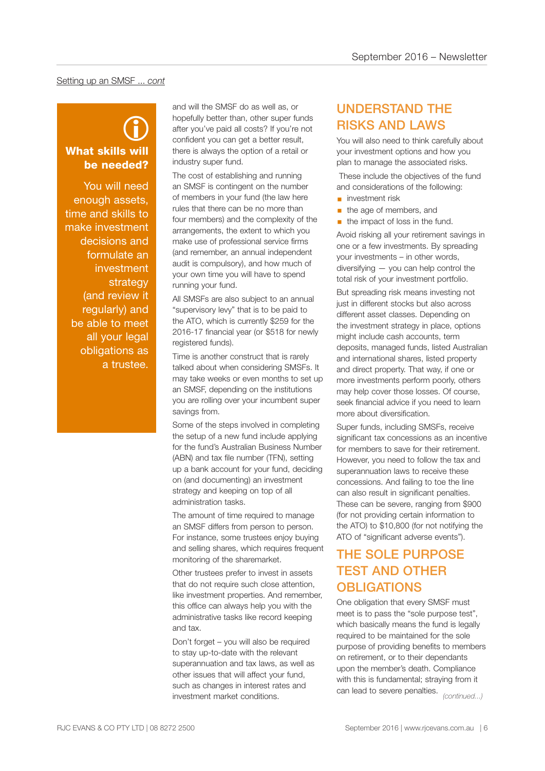Setting up an SMSF ... *cont*

**What skills will be needed?**

You will need enough assets, time and skills to make investment decisions and formulate an investment strategy (and review it regularly) and be able to meet all your legal obligations as a trustee.

and will the SMSF do as well as, or hopefully better than, other super funds after you've paid all costs? If you're not confident you can get a better result, there is always the option of a retail or industry super fund.

The cost of establishing and running an SMSF is contingent on the number of members in your fund (the law here rules that there can be no more than four members) and the complexity of the arrangements, the extent to which you make use of professional service firms (and remember, an annual independent audit is compulsory), and how much of your own time you will have to spend running your fund.

All SMSFs are also subject to an annual "supervisory levy" that is to be paid to the ATO, which is currently $259 for the 2016-17 financial year (or $518 for newly registered funds).

Time is another construct that is rarely talked about when considering SMSFs. It may take weeks or even months to set up an SMSF, depending on the institutions you are rolling over your incumbent super savings from.

Some of the steps involved in completing the setup of a new fund include applying for the fund's Australian Business Number (ABN) and tax file number (TFN), setting up a bank account for your fund, deciding on (and documenting) an investment strategy and keeping on top of all administration tasks.

The amount of time required to manage an SMSF differs from person to person. For instance, some trustees enjoy buying and selling shares, which requires frequent monitoring of the sharemarket.

Other trustees prefer to invest in assets that do not require such close attention, like investment properties. And remember, this office can always help you with the administrative tasks like record keeping and tax.

Don't forget – you will also be required to stay up-to-date with the relevant superannuation and tax laws, as well as other issues that will affect your fund, such as changes in interest rates and investment market conditions.

## UNDERSTAND THE RISKS AND LAWS

You will also need to think carefully about your investment options and how you plan to manage the associated risks.

These include the objectives of the fund and considerations of the following:

- investment risk
- the age of members, and
- the impact of loss in the fund.

Avoid risking all your retirement savings in one or a few investments. By spreading your investments – in other words, diversifying — you can help control the total risk of your investment portfolio.

But spreading risk means investing not just in different stocks but also across different asset classes. Depending on the investment strategy in place, options might include cash accounts, term deposits, managed funds, listed Australian and international shares, listed property and direct property. That way, if one or more investments perform poorly, others may help cover those losses. Of course, seek financial advice if you need to learn more about diversification.

Super funds, including SMSFs, receive significant tax concessions as an incentive for members to save for their retirement. However, you need to follow the tax and superannuation laws to receive these concessions. And failing to toe the line can also result in significant penalties. These can be severe, ranging from $900 (for not providing certain information to the ATO) to $10,800 (for not notifying the ATO of "significant adverse events").

## THE SOLE PURPOSE TEST AND OTHER OBLIGATIONS

One obligation that every SMSF must meet is to pass the "sole purpose test", which basically means the fund is legally required to be maintained for the sole purpose of providing benefits to members on retirement, or to their dependants upon the member's death. Compliance with this is fundamental; straying from it can lead to severe penalties.

*(continued...)*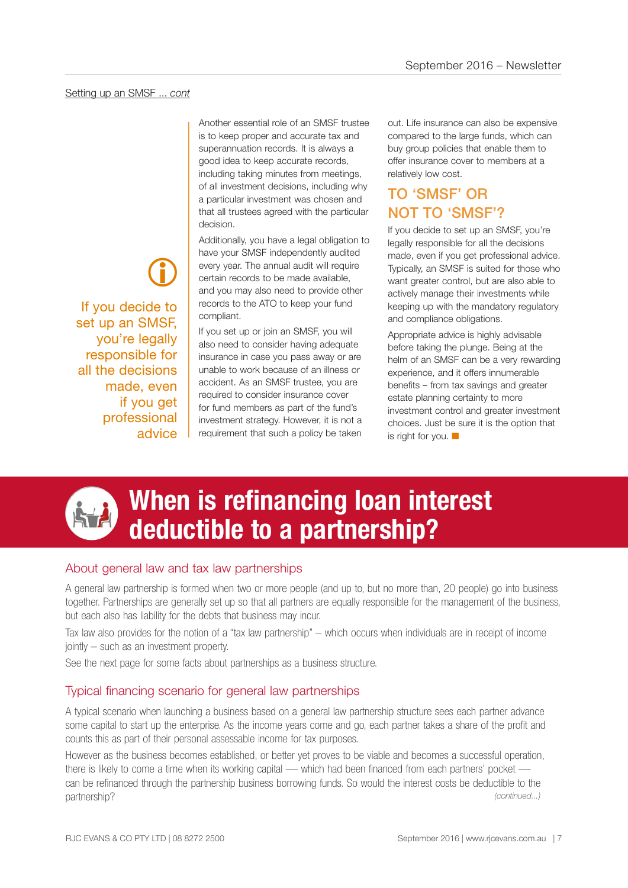Setting up an SMSF ... *cont*

> If you decide to set up an SMSF, you're legally responsible for all the decisions made, even if you get professional advice

Another essential role of an SMSF trustee is to keep proper and accurate tax and superannuation records. It is always a good idea to keep accurate records, including taking minutes from meetings, of all investment decisions, including why a particular investment was chosen and that all trustees agreed with the particular decision.

Additionally, you have a legal obligation to have your SMSF independently audited every year. The annual audit will require certain records to be made available, and you may also need to provide other records to the ATO to keep your fund compliant.

If you set up or join an SMSF, you will also need to consider having adequate insurance in case you pass away or are unable to work because of an illness or accident. As an SMSF trustee, you are required to consider insurance cover for fund members as part of the fund's investment strategy. However, it is not a requirement that such a policy be taken out. Life insurance can also be expensive compared to the large funds, which can buy group policies that enable them to offer insurance cover to members at a relatively low cost.

### TO 'SMSF' OR NOT TO 'SMSF'?

If you decide to set up an SMSF, you're legally responsible for all the decisions made, even if you get professional advice. Typically, an SMSF is suited for those who want greater control, but are also able to actively manage their investments while keeping up with the mandatory regulatory and compliance obligations.

Appropriate advice is highly advisable before taking the plunge. Being at the helm of an SMSF can be a very rewarding experience, and it offers innumerable benefits – from tax savings and greater estate planning certainty to more investment control and greater investment choices. Just be sure it is the option that is right for you. ■

# When is refinancing loan interest deductible to a partnership?

## About general law and tax law partnerships

A general law partnership is formed when two or more people (and up to, but no more than, 20 people) go into business together. Partnerships are generally set up so that all partners are equally responsible for the management of the business, but each also has liability for the debts that business may incur.

Tax law also provides for the notion of a "tax law partnership" – which occurs when individuals are in receipt of income jointly – such as an investment property.

See the next page for some facts about partnerships as a business structure.

## Typical financing scenario for general law partnerships

A typical scenario when launching a business based on a general law partnership structure sees each partner advance some capital to start up the enterprise. As the income years come and go, each partner takes a share of the profit and counts this as part of their personal assessable income for tax purposes.

However as the business becomes established, or better yet proves to be viable and becomes a successful operation, there is likely to come a time when its working capital — which had been financed from each partners' pocket — can be refinanced through the partnership business borrowing funds. So would the interest costs be deductible to the partnership?

*(continued...)*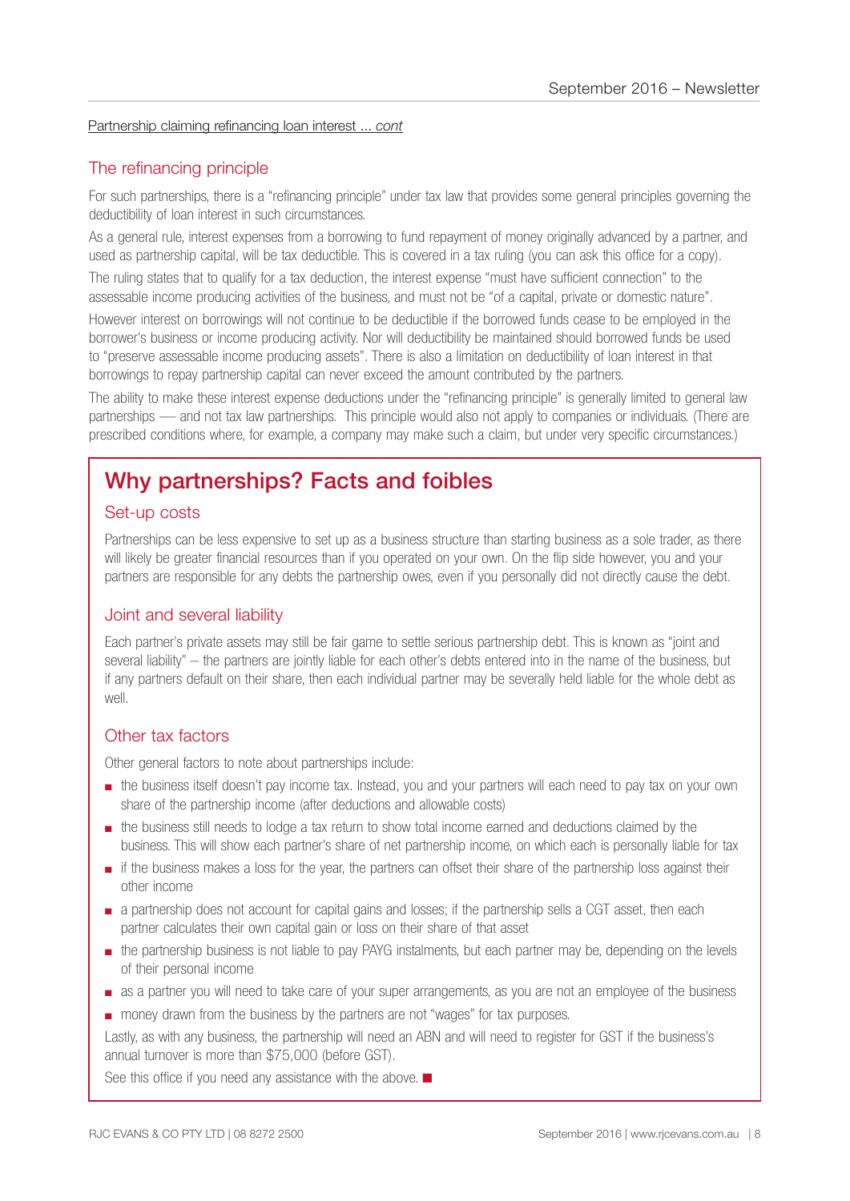Partnership claiming refinancing loan interest ... *cont*

## The refinancing principle

For such partnerships, there is a "refinancing principle" under tax law that provides some general principles governing the deductibility of loan interest in such circumstances.

As a general rule, interest expenses from a borrowing to fund repayment of money originally advanced by a partner, and used as partnership capital, will be tax deductible. This is covered in a tax ruling (you can ask this office for a copy).

The ruling states that to qualify for a tax deduction, the interest expense "must have sufficient connection" to the assessable income producing activities of the business, and must not be "of a capital, private or domestic nature".

However interest on borrowings will not continue to be deductible if the borrowed funds cease to be employed in the borrower's business or income producing activity. Nor will deductibility be maintained should borrowed funds be used to "preserve assessable income producing assets". There is also a limitation on deductibility of loan interest in that borrowings to repay partnership capital can never exceed the amount contributed by the partners.

The ability to make these interest expense deductions under the "refinancing principle" is generally limited to general law partnerships — and not tax law partnerships. This principle would also not apply to companies or individuals. (There are prescribed conditions where, for example, a company may make such a claim, but under very specific circumstances.)

# Why partnerships? Facts and foibles

## Set-up costs

Partnerships can be less expensive to set up as a business structure than starting business as a sole trader, as there will likely be greater financial resources than if you operated on your own. On the flip side however, you and your partners are responsible for any debts the partnership owes, even if you personally did not directly cause the debt.

## Joint and several liability

Each partner's private assets may still be fair game to settle serious partnership debt. This is known as "joint and several liability" – the partners are jointly liable for each other's debts entered into in the name of the business, but if any partners default on their share, then each individual partner may be severally held liable for the whole debt as well.

## Other tax factors

Other general factors to note about partnerships include:

- the business itself doesn't pay income tax. Instead, you and your partners will each need to pay tax on your own share of the partnership income (after deductions and allowable costs)
- the business still needs to lodge a tax return to show total income earned and deductions claimed by the business. This will show each partner's share of net partnership income, on which each is personally liable for tax
- if the business makes a loss for the year, the partners can offset their share of the partnership loss against their other income
- a partnership does not account for capital gains and losses; if the partnership sells a CGT asset, then each partner calculates their own capital gain or loss on their share of that asset
- the partnership business is not liable to pay PAYG instalments, but each partner may be, depending on the levels of their personal income
- as a partner you will need to take care of your super arrangements, as you are not an employee of the business
- money drawn from the business by the partners are not "wages" for tax purposes.

Lastly, as with any business, the partnership will need an ABN and will need to register for GST if the business's annual turnover is more than $75,000 (before GST).

See this office if you need any assistance with the above. ■